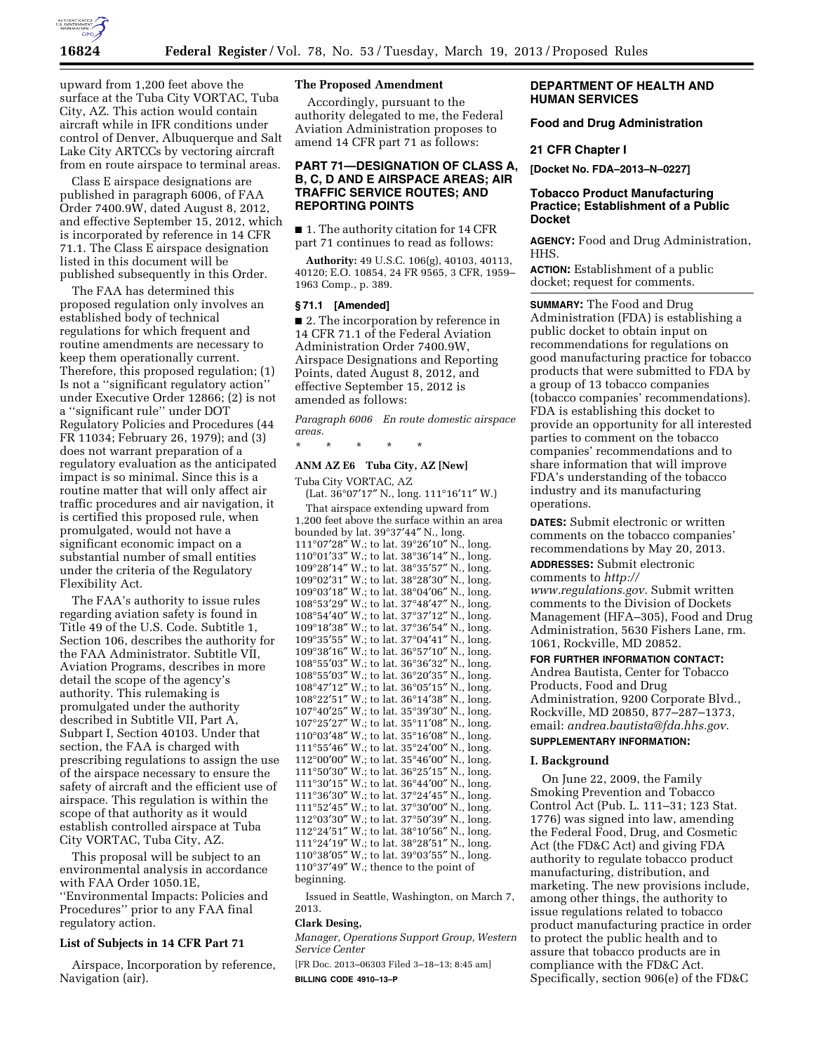upward from 1,200 feet above the surface at the Tuba City VORTAC, Tuba City, AZ. This action would contain aircraft while in IFR conditions under control of Denver, Albuquerque and Salt Lake City ARTCCs by vectoring aircraft from en route airspace to terminal areas.

Class E airspace designations are published in paragraph 6006, of FAA Order 7400.9W, dated August 8, 2012, and effective September 15, 2012, which is incorporated by reference in 14 CFR 71.1. The Class E airspace designation listed in this document will be published subsequently in this Order.

The FAA has determined this proposed regulation only involves an established body of technical regulations for which frequent and routine amendments are necessary to keep them operationally current. Therefore, this proposed regulation; (1) Is not a ''significant regulatory action'' under Executive Order 12866; (2) is not a ''significant rule'' under DOT Regulatory Policies and Procedures (44 FR 11034; February 26, 1979); and (3) does not warrant preparation of a regulatory evaluation as the anticipated impact is so minimal. Since this is a routine matter that will only affect air traffic procedures and air navigation, it is certified this proposed rule, when promulgated, would not have a significant economic impact on a substantial number of small entities under the criteria of the Regulatory Flexibility Act.

The FAA's authority to issue rules regarding aviation safety is found in Title 49 of the U.S. Code. Subtitle 1, Section 106, describes the authority for the FAA Administrator. Subtitle VII, Aviation Programs, describes in more detail the scope of the agency's authority. This rulemaking is promulgated under the authority described in Subtitle VII, Part A, Subpart I, Section 40103. Under that section, the FAA is charged with prescribing regulations to assign the use of the airspace necessary to ensure the safety of aircraft and the efficient use of airspace. This regulation is within the scope of that authority as it would establish controlled airspace at Tuba City VORTAC, Tuba City, AZ.

This proposal will be subject to an environmental analysis in accordance with FAA Order 1050.1E, ''Environmental Impacts: Policies and Procedures'' prior to any FAA final regulatory action.

### List of Subjects in 14 CFR Part 71

Airspace, Incorporation by reference, Navigation (air).

### The Proposed Amendment

Accordingly, pursuant to the authority delegated to me, the Federal Aviation Administration proposes to amend 14 CFR part 71 as follows:

## PART 71—DESIGNATION OF CLASS A, B, C, D AND E AIRSPACE AREAS; AIR TRAFFIC SERVICE ROUTES; AND REPORTING POINTS

■ 1. The authority citation for 14 CFR part 71 continues to read as follows:

**Authority:** 49 U.S.C. 106(g), 40103, 40113, 40120; E.O. 10854, 24 FR 9565, 3 CFR, 1959–1963 Comp., p. 389.

### § 71.1 [Amended]

■ 2. The incorporation by reference in 14 CFR 71.1 of the Federal Aviation Administration Order 7400.9W, Airspace Designations and Reporting Points, dated August 8, 2012, and effective September 15, 2012 is amended as follows:

*Paragraph 6006 En route domestic airspace areas.*

\* \* \* \* \*

**ANM AZ E6 Tuba City, AZ [New]**

Tuba City VORTAC, AZ

(Lat. 36°07′17″ N., long. 111°16′11″ W.)

That airspace extending upward from 1,200 feet above the surface within an area bounded by lat. 39°37′44″ N., long. 111°07′28″ W.; to lat. 39°26′10″ N., long. 110°01′33″ W.; to lat. 38°36′14″ N., long. 109°28′14″ W.; to lat. 38°35′57″ N., long. 109°02′31″ W.; to lat. 38°28′30″ N., long. 109°03′18″ W.; to lat. 38°04′06″ N., long. 108°53′29″ W.; to lat. 37°48′47″ N., long. 108°54′40″ W.; to lat. 37°37′12″ N., long. 109°18′38″ W.; to lat. 37°36′54″ N., long. 109°35′55″ W.; to lat. 37°04′41″ N., long. 109°38′16″ W.; to lat. 36°57′10″ N., long. 108°55′03″ W.; to lat. 36°36′32″ N., long. 108°55′03″ W.; to lat. 36°20′35″ N., long. 108°47′12″ W.; to lat. 36°05′15″ N., long. 108°22′51″ W.; to lat. 36°14′38″ N., long. 107°40′25″ W.; to lat. 35°39′30″ N., long. 107°25′27″ W.; to lat. 35°11′08″ N., long. 110°03′48″ W.; to lat. 35°16′08″ N., long. 111°55′46″ W.; to lat. 35°24′00″ N., long. 112°00′00″ W.; to lat. 35°46′00″ N., long. 111°50′30″ W.; to lat. 36°25′15″ N., long. 111°30′15″ W.; to lat. 36°44′00″ N., long. 111°36′30″ W.; to lat. 37°24′45″ N., long. 111°52′45″ W.; to lat. 37°30′00″ N., long. 112°03′30″ W.; to lat. 37°50′39″ N., long. 112°24′51″ W.; to lat. 38°10′56″ N., long. 111°24′19″ W.; to lat. 38°28′51″ N., long. 110°38′05″ W.; to lat. 39°03′55″ N., long. 110°37′49″ W.; thence to the point of beginning.

Issued in Seattle, Washington, on March 7, 2013.

**Clark Desing,**

*Manager, Operations Support Group, Western Service Center*

[FR Doc. 2013–06303 Filed 3–18–13; 8:45 am]

**BILLING CODE 4910–13–P**

## DEPARTMENT OF HEALTH AND HUMAN SERVICES

### Food and Drug Administration

### 21 CFR Chapter I

**[Docket No. FDA–2013–N–0227]**

## Tobacco Product Manufacturing Practice; Establishment of a Public Docket

**AGENCY:** Food and Drug Administration, HHS.

**ACTION:** Establishment of a public docket; request for comments.

**SUMMARY:** The Food and Drug Administration (FDA) is establishing a public docket to obtain input on recommendations for regulations on good manufacturing practice for tobacco products that were submitted to FDA by a group of 13 tobacco companies (tobacco companies' recommendations). FDA is establishing this docket to provide an opportunity for all interested parties to comment on the tobacco companies' recommendations and to share information that will improve FDA's understanding of the tobacco industry and its manufacturing operations.

**DATES:** Submit electronic or written comments on the tobacco companies' recommendations by May 20, 2013.

**ADDRESSES:** Submit electronic comments to *http://www.regulations.gov.* Submit written comments to the Division of Dockets Management (HFA–305), Food and Drug Administration, 5630 Fishers Lane, rm. 1061, Rockville, MD 20852.

**FOR FURTHER INFORMATION CONTACT:** Andrea Bautista, Center for Tobacco Products, Food and Drug Administration, 9200 Corporate Blvd., Rockville, MD 20850, 877–287–1373, email: *andrea.bautista@fda.hhs.gov.*

**SUPPLEMENTARY INFORMATION:**

### I. Background

On June 22, 2009, the Family Smoking Prevention and Tobacco Control Act (Pub. L. 111–31; 123 Stat. 1776) was signed into law, amending the Federal Food, Drug, and Cosmetic Act (the FD&C Act) and giving FDA authority to regulate tobacco product manufacturing, distribution, and marketing. The new provisions include, among other things, the authority to issue regulations related to tobacco product manufacturing practice in order to protect the public health and to assure that tobacco products are in compliance with the FD&C Act. Specifically, section 906(e) of the FD&C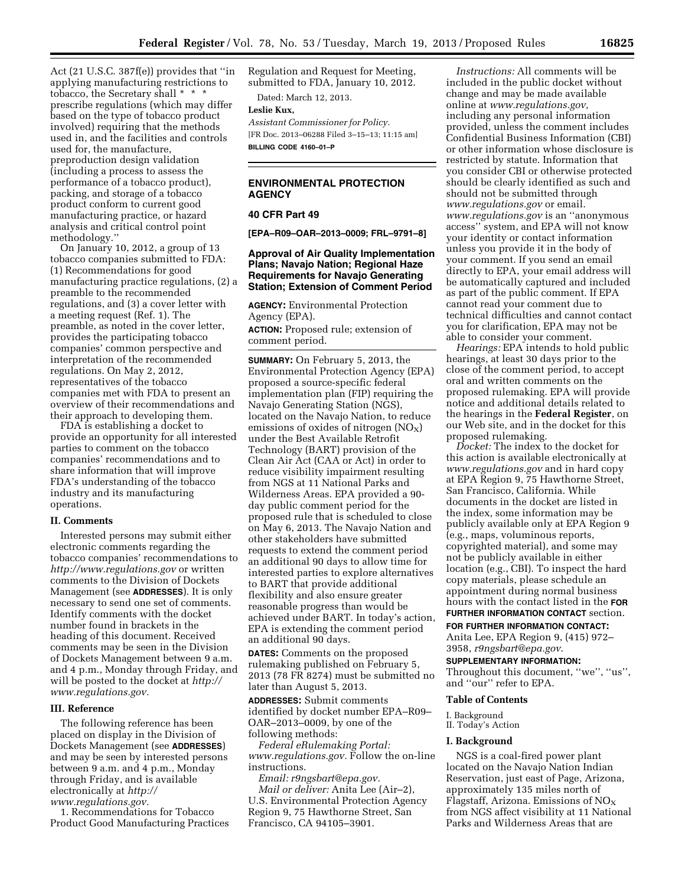Act (21 U.S.C. 387f(e)) provides that ''in applying manufacturing restrictions to tobacco, the Secretary shall * * * prescribe regulations (which may differ based on the type of tobacco product involved) requiring that the methods used in, and the facilities and controls used for, the manufacture, preproduction design validation (including a process to assess the performance of a tobacco product), packing, and storage of a tobacco product conform to current good manufacturing practice, or hazard analysis and critical control point methodology.''

On January 10, 2012, a group of 13 tobacco companies submitted to FDA: (1) Recommendations for good manufacturing practice regulations, (2) a preamble to the recommended regulations, and (3) a cover letter with a meeting request (Ref. 1). The preamble, as noted in the cover letter, provides the participating tobacco companies' common perspective and interpretation of the recommended regulations. On May 2, 2012, representatives of the tobacco companies met with FDA to present an overview of their recommendations and their approach to developing them.

FDA is establishing a docket to provide an opportunity for all interested parties to comment on the tobacco companies' recommendations and to share information that will improve FDA's understanding of the tobacco industry and its manufacturing operations.

## II. Comments

Interested persons may submit either electronic comments regarding the tobacco companies' recommendations to *http://www.regulations.gov* or written comments to the Division of Dockets Management (see **ADDRESSES**). It is only necessary to send one set of comments. Identify comments with the docket number found in brackets in the heading of this document. Received comments may be seen in the Division of Dockets Management between 9 a.m. and 4 p.m., Monday through Friday, and will be posted to the docket at *http://www.regulations.gov.*

## III. Reference

The following reference has been placed on display in the Division of Dockets Management (see **ADDRESSES**) and may be seen by interested persons between 9 a.m. and 4 p.m., Monday through Friday, and is available electronically at *http://www.regulations.gov.*

1. Recommendations for Tobacco Product Good Manufacturing Practices Regulation and Request for Meeting, submitted to FDA, January 10, 2012.

Dated: March 12, 2013.

**Leslie Kux,**

*Assistant Commissioner for Policy.*

[FR Doc. 2013–06288 Filed 3–15–13; 11:15 am]

**BILLING CODE 4160–01–P**

---

# ENVIRONMENTAL PROTECTION AGENCY

## 40 CFR Part 49

**[EPA–R09–OAR–2013–0009; FRL–9791–8]**

## Approval of Air Quality Implementation Plans; Navajo Nation; Regional Haze Requirements for Navajo Generating Station; Extension of Comment Period

**AGENCY:** Environmental Protection Agency (EPA).

**ACTION:** Proposed rule; extension of comment period.

**SUMMARY:** On February 5, 2013, the Environmental Protection Agency (EPA) proposed a source-specific federal implementation plan (FIP) requiring the Navajo Generating Station (NGS), located on the Navajo Nation, to reduce emissions of oxides of nitrogen ($NO_X$) under the Best Available Retrofit Technology (BART) provision of the Clean Air Act (CAA or Act) in order to reduce visibility impairment resulting from NGS at 11 National Parks and Wilderness Areas. EPA provided a 90-day public comment period for the proposed rule that is scheduled to close on May 6, 2013. The Navajo Nation and other stakeholders have submitted requests to extend the comment period an additional 90 days to allow time for interested parties to explore alternatives to BART that provide additional flexibility and also ensure greater reasonable progress than would be achieved under BART. In today's action, EPA is extending the comment period an additional 90 days.

**DATES:** Comments on the proposed rulemaking published on February 5, 2013 (78 FR 8274) must be submitted no later than August 5, 2013.

**ADDRESSES:** Submit comments identified by docket number EPA–R09–OAR–2013–0009, by one of the following methods:

*Federal eRulemaking Portal: www.regulations.gov.* Follow the on-line instructions.

*Email: r9ngsbart@epa.gov.*

*Mail or deliver:* Anita Lee (Air–2), U.S. Environmental Protection Agency Region 9, 75 Hawthorne Street, San Francisco, CA 94105–3901.

*Instructions:* All comments will be included in the public docket without change and may be made available online at *www.regulations.gov,* including any personal information provided, unless the comment includes Confidential Business Information (CBI) or other information whose disclosure is restricted by statute. Information that you consider CBI or otherwise protected should be clearly identified as such and should not be submitted through *www.regulations.gov* or email. *www.regulations.gov* is an ''anonymous access'' system, and EPA will not know your identity or contact information unless you provide it in the body of your comment. If you send an email directly to EPA, your email address will be automatically captured and included as part of the public comment. If EPA cannot read your comment due to technical difficulties and cannot contact you for clarification, EPA may not be able to consider your comment.

*Hearings:* EPA intends to hold public hearings, at least 30 days prior to the close of the comment period, to accept oral and written comments on the proposed rulemaking. EPA will provide notice and additional details related to the hearings in the **Federal Register**, on our Web site, and in the docket for this proposed rulemaking.

*Docket:* The index to the docket for this action is available electronically at *www.regulations.gov* and in hard copy at EPA Region 9, 75 Hawthorne Street, San Francisco, California. While documents in the docket are listed in the index, some information may be publicly available only at EPA Region 9 (e.g., maps, voluminous reports, copyrighted material), and some may not be publicly available in either location (e.g., CBI). To inspect the hard copy materials, please schedule an appointment during normal business hours with the contact listed in the **FOR FURTHER INFORMATION CONTACT** section.

**FOR FURTHER INFORMATION CONTACT:** Anita Lee, EPA Region 9, (415) 972–3958, *r9ngsbart@epa.gov.*

**SUPPLEMENTARY INFORMATION:** Throughout this document, ''we'', ''us'', and ''our'' refer to EPA.

### Table of Contents

I. Background
II. Today's Action

### I. Background

NGS is a coal-fired power plant located on the Navajo Nation Indian Reservation, just east of Page, Arizona, approximately 135 miles north of Flagstaff, Arizona. Emissions of $NO_X$ from NGS affect visibility at 11 National Parks and Wilderness Areas that are